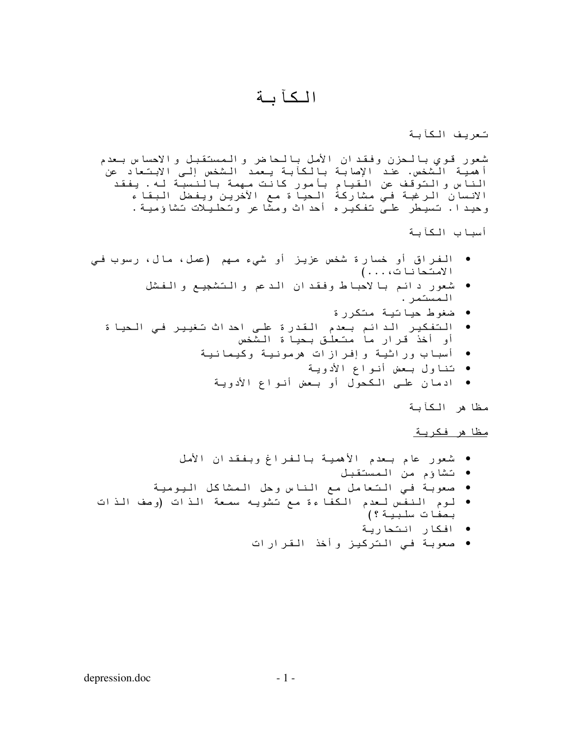# الكآبة

تعريف الكآبة

شعور قوي بالحزن وفقدان الأمل بالحاضر والمستقبل والاحساس بعدم أهمية الشخص. عند الإصابة بالكآبة يعمد الشخص إلى الابتعاد عن الناس والتوقف عن القيام بأمور كانت مهمة بالنسبة له. يفقد الانسان الرغبة في مشاركة الحياة مع الآخرين ويفضل البقاء وحيدا. تسيطر على تفكيره أحداث ومشاعر وتحليلات تشاؤمية.

أسباب الكآبة

- الفراق أو خسارة شخص عزيز أو شيء مهم (عمل، مال، رسوب في الامتحانات،...)
- شعور دائم بالاحباط وفقدان الدعم والتشجيع والفشل المستمر.
- ضغوط حياتية متكررة
- التفكير الدائم بعدم القدرة على احداث تغيير في الحياة أو أخذ قرار ما متعلق بحياة الشخص
- أسباب وراثية وإفرازات هرمونية وكيمائية
- تناول بعض أنواع الأدوية
- ادمان على الكحول أو بعض أنواع الأدوية

مظاهر الكآبة

<u>مظاهر فكرية</u>

- شعور عام بعدم الأهمية بالفراغ وبفقدان الأمل
- تشاؤم من المستقبل
- صعوبة في التعامل مع الناس وحل المشاكل اليومية
- لوم النفس لعدم الكفاءة مع تشويه سمعة الذات (وصف الذات بصفات سلبية؟)
- افكار انتحارية
- صعوبة في التركيز وأخذ القرارات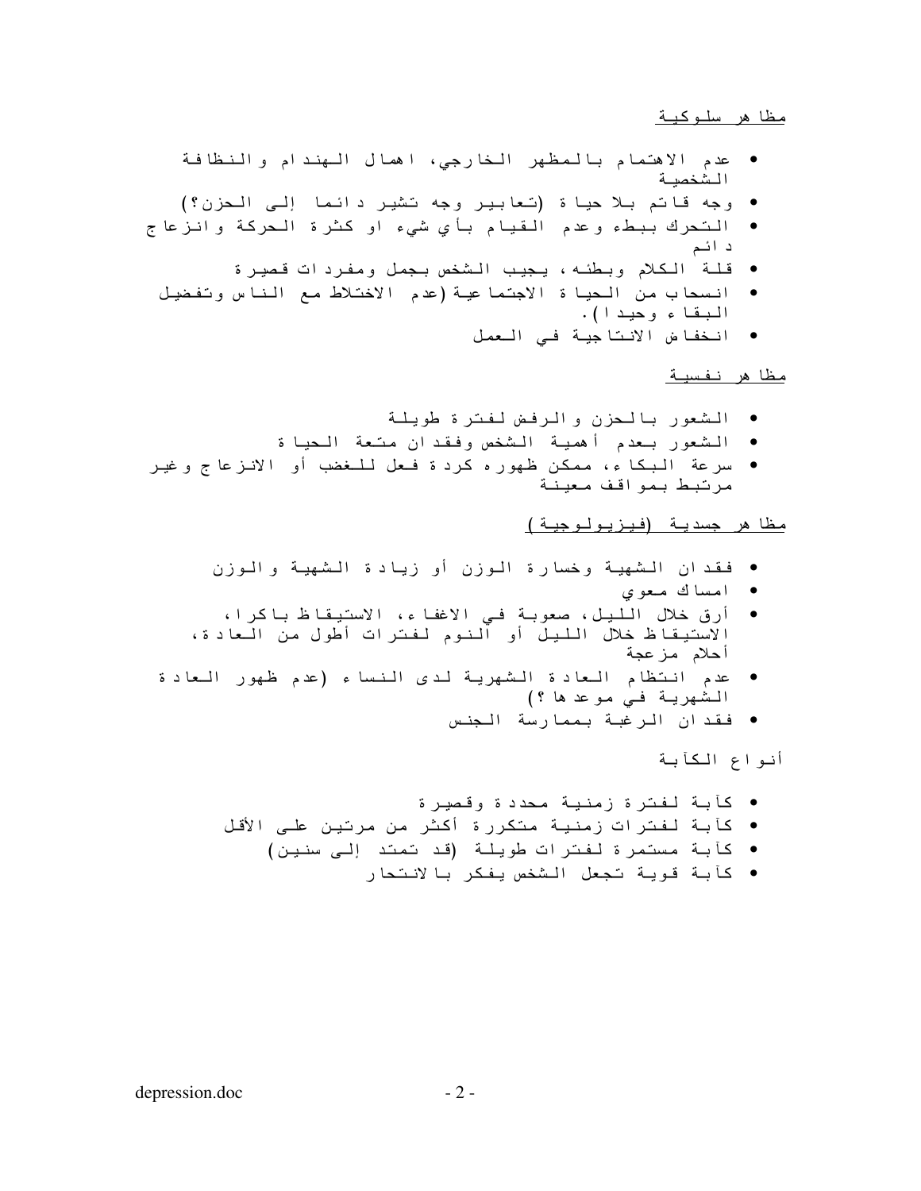<u>مظاهر سلوكية</u>

- عدم الاهتمام بالمظهر الخارجي، اهمال الهندام والنظافة الشخصية
- وجه قاتم بلا حياة (تعابير وجه تشير دائما إلى الحزن؟)
- التحرك ببطء وعدم القيام بأي شيء او كثرة الحركة وانزعاج دائم
- قلة الكلام وبطئه، يجيب الشخص بجمل ومفردات قصيرة
- انسحاب من الحياة الاجتماعية (عدم الاختلاط مع الناس وتفضيل البقاء وحيدا).
- انخفاض الانتاجية في العمل

<u>مظاهر نفسية</u>

- الشعور بالحزن والرفض لفترة طويلة
- الشعور بعدم أهمية الشخص وفقدان متعة الحياة
- سرعة البكاء، ممكن ظهوره كردة فعل للغضب أو الانزعاج وغير مرتبط بمواقف معينة

<u>مظاهر جسدية (فيزيولوجية)</u>

- فقدان الشهية وخسارة الوزن أو زيادة الشهية والوزن
- امساك معوي
- أرق خلال الليل، صعوبة في الاغفاء، الاستيقاظ باكرا، الاستيقاظ خلال الليل أو النوم لفترات أطول من العادة، أحلام مزعجة
- عدم انتظام العادة الشهرية لدى النساء (عدم ظهور العادة الشهرية في موعدها؟)
- فقدان الرغبة بممارسة الجنس

أنواع الكآبة

- كآبة لفترة زمنية محددة وقصيرة
- كآبة لفترات زمنية متكررة أكثر من مرتين على الأقل
- كآبة مستمرة لفترات طويلة (قد تمتد إلى سنين)
- كآبة قوية تجعل الشخص يفكر بالانتحار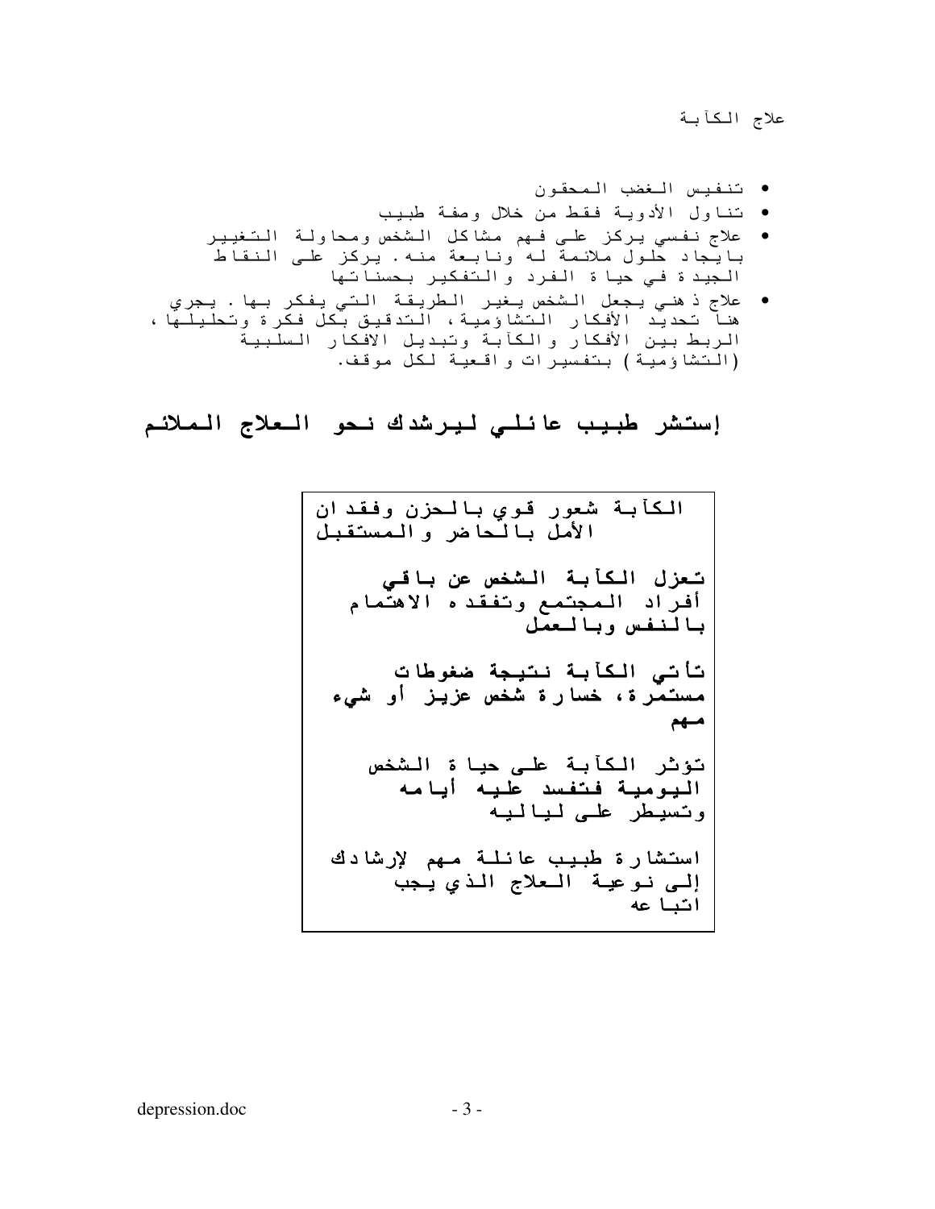- تنفيس الغضب المحقون
- تناول الأدوية فقط من خلال وصفة طبيب
- علاج نفسي يركز على فهم مشاكل الشخص ومحاولة التغيير بايجاد حلول ملائمة له ونابعة منه. يركز على النقاط الجيدة في حياة الفرد والتفكير بحسناتها
- علاج ذهني يجعل الشخص يغير الطريقة التي يفكر بها. يجري هنا تحديد الأفكار التشاؤمية، التدقيق بكل فكرة وتحليلها، الربط بين الأفكار والكآبة وتبديل الافكار السلبية (التشاؤمية) بتفسيرات واقعية لكل موقف.

## إستشر طبيب عائلي ليرشدك نحو العلاج الملائم

الكآبة شعور قوي بالحزن وفقدان الأمل بالحاضر والمستقبل

**تعزل الكآبة الشخص عن باقي أفراد المجتمع وتفقده الاهتمام بالنفس وبالعمل**

**تأتي الكآبة نتيجة ضغوطات مستمرة، خسارة شخص عزيز أو شيء مهم**

تؤثر الكآبة على حياة الشخص اليومية فتفسد عليه أيامه وتسيطر على لياليه

استشارة طبيب عائلة مهم لإرشادك إلى نوعية العلاج الذي يجب اتباعه